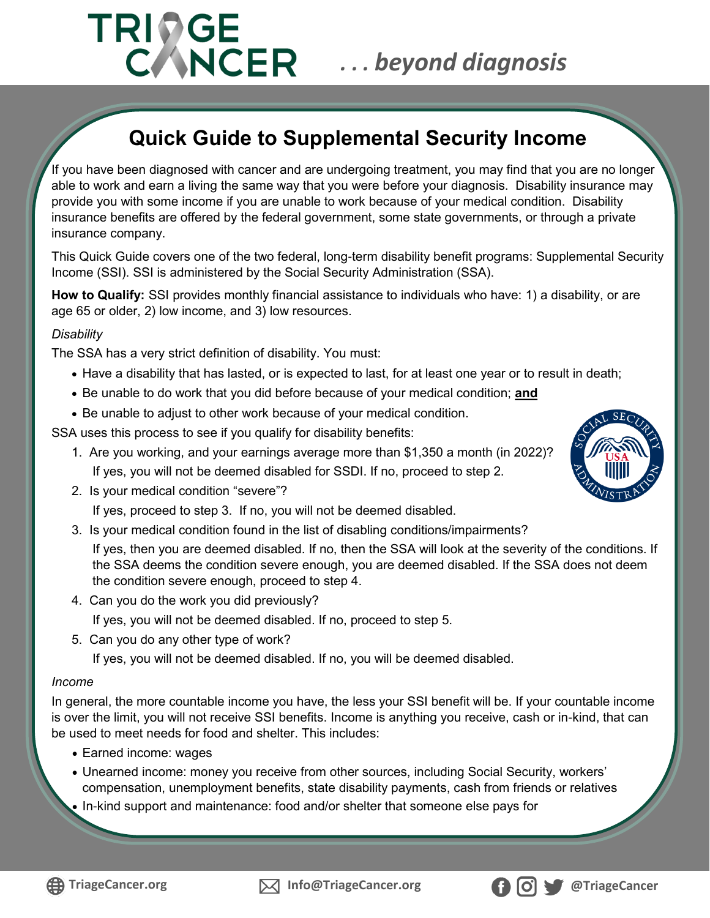# Quick Guide to Supplemental Security Income

If you have been diagnosed with cancer and are undergoing treatment, you may find that you are no longer able to work and earn a living the same way that you were before your diagnosis. Disability insurance may provide you with some income if you are unable to work because of your medical condition. Disability insurance benefits are offered by the federal government, some state governments, or through a private insurance company.

This Quick Guide covers one of the two federal, long-term disability benefit programs: Supplemental Security Income (SSI). SSI is administered by the Social Security Administration (SSA).

**How to Qualify:** SSI provides monthly financial assistance to individuals who have: 1) a disability, or are age 65 or older, 2) low income, and 3) low resources.

*Disability*

The SSA has a very strict definition of disability. You must:

- Have a disability that has lasted, or is expected to last, for at least one year or to result in death;
- Be unable to do work that you did before because of your medical condition; **and**
- Be unable to adjust to other work because of your medical condition.

SSA uses this process to see if you qualify for disability benefits:

1. Are you working, and your earnings average more than $1,350 a month (in 2022)?
   If yes, you will not be deemed disabled for SSDI. If no, proceed to step 2.
2. Is your medical condition "severe"?
   If yes, proceed to step 3. If no, you will not be deemed disabled.
3. Is your medical condition found in the list of disabling conditions/impairments?
   If yes, then you are deemed disabled. If no, then the SSA will look at the severity of the conditions. If the SSA deems the condition severe enough, you are deemed disabled. If the SSA does not deem the condition severe enough, proceed to step 4.
4. Can you do the work you did previously?
   If yes, you will not be deemed disabled. If no, proceed to step 5.
5. Can you do any other type of work?
   If yes, you will not be deemed disabled. If no, you will be deemed disabled.

*Income*

In general, the more countable income you have, the less your SSI benefit will be. If your countable income is over the limit, you will not receive SSI benefits. Income is anything you receive, cash or in-kind, that can be used to meet needs for food and shelter. This includes:

- Earned income: wages
- Unearned income: money you receive from other sources, including Social Security, workers' compensation, unemployment benefits, state disability payments, cash from friends or relatives
- In-kind support and maintenance: food and/or shelter that someone else pays for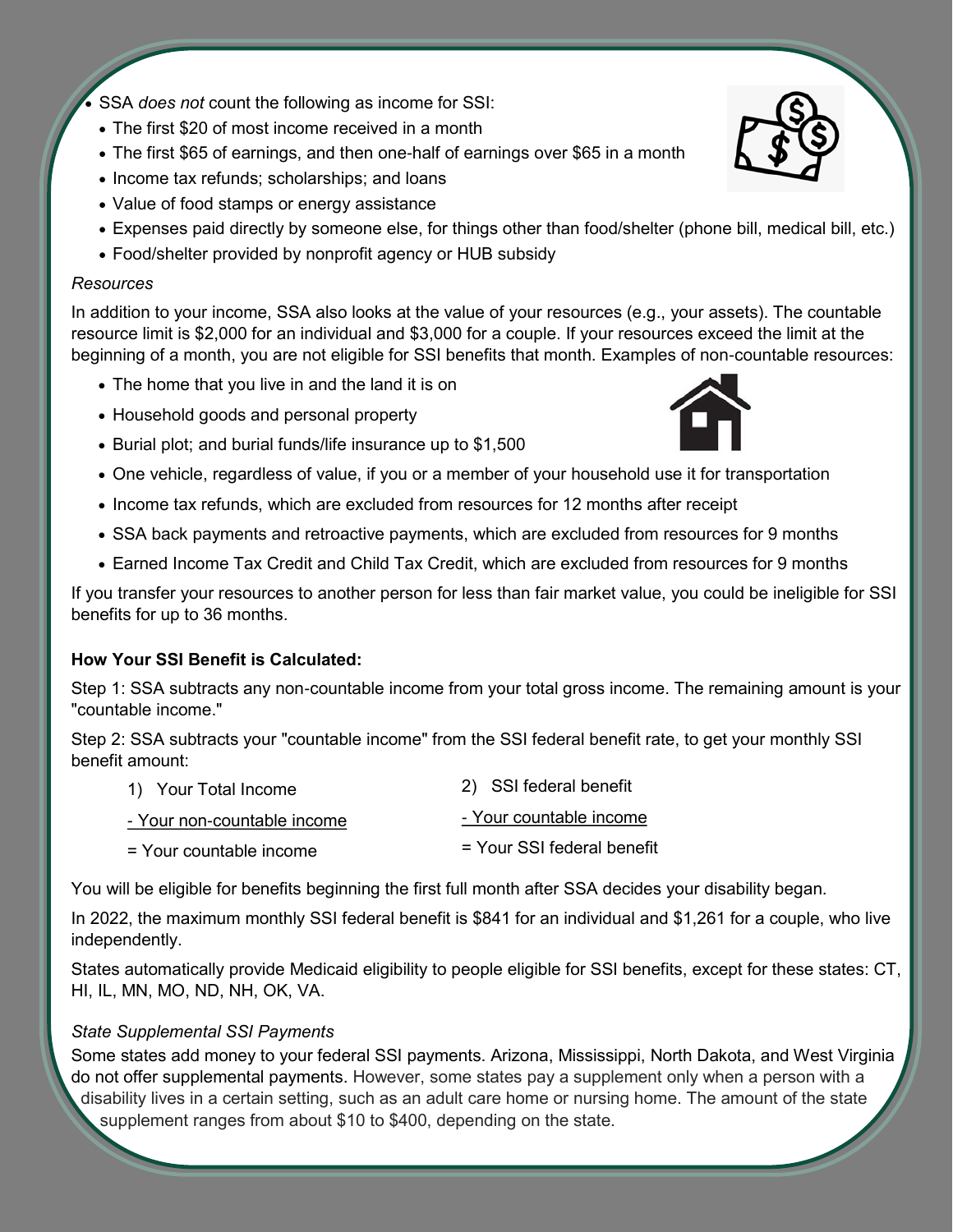- SSA *does not* count the following as income for SSI:
  - The first $20 of most income received in a month
  - The first $65 of earnings, and then one-half of earnings over $65 in a month
  - Income tax refunds; scholarships; and loans
  - Value of food stamps or energy assistance
  - Expenses paid directly by someone else, for things other than food/shelter (phone bill, medical bill, etc.)
  - Food/shelter provided by nonprofit agency or HUB subsidy

*Resources*

In addition to your income, SSA also looks at the value of your resources (e.g., your assets). The countable resource limit is $2,000 for an individual and $3,000 for a couple. If your resources exceed the limit at the beginning of a month, you are not eligible for SSI benefits that month. Examples of non-countable resources:

- The home that you live in and the land it is on
- Household goods and personal property
- Burial plot; and burial funds/life insurance up to $1,500
- One vehicle, regardless of value, if you or a member of your household use it for transportation
- Income tax refunds, which are excluded from resources for 12 months after receipt
- SSA back payments and retroactive payments, which are excluded from resources for 9 months
- Earned Income Tax Credit and Child Tax Credit, which are excluded from resources for 9 months

If you transfer your resources to another person for less than fair market value, you could be ineligible for SSI benefits for up to 36 months.

**How Your SSI Benefit is Calculated:**

Step 1: SSA subtracts any non-countable income from your total gross income. The remaining amount is your "countable income."

Step 2: SSA subtracts your "countable income" from the SSI federal benefit rate, to get your monthly SSI benefit amount:

1) Your Total Income
- Your non-countable income
= Your countable income

2) SSI federal benefit
- Your countable income
= Your SSI federal benefit

You will be eligible for benefits beginning the first full month after SSA decides your disability began.

In 2022, the maximum monthly SSI federal benefit is $841 for an individual and $1,261 for a couple, who live independently.

States automatically provide Medicaid eligibility to people eligible for SSI benefits, except for these states: CT, HI, IL, MN, MO, ND, NH, OK, VA.

*State Supplemental SSI Payments*

Some states add money to your federal SSI payments. Arizona, Mississippi, North Dakota, and West Virginia do not offer supplemental payments. However, some states pay a supplement only when a person with a disability lives in a certain setting, such as an adult care home or nursing home. The amount of the state supplement ranges from about $10 to $400, depending on the state.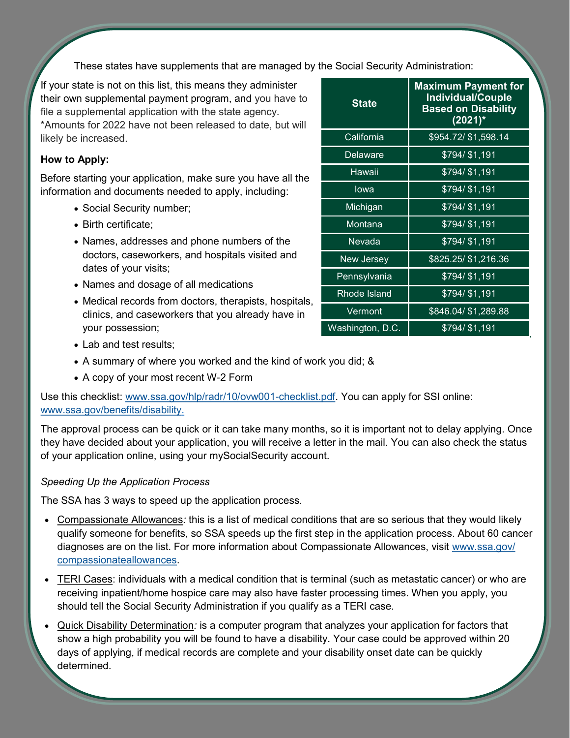These states have supplements that are managed by the Social Security Administration:

If your state is not on this list, this means they administer their own supplemental payment program, and you have to file a supplemental application with the state agency. *Amounts for 2022 have not been released to date, but will likely be increased.

| State | Maximum Payment for Individual/Couple Based on Disability (2021)* |
|---|---|
| California | $954.72/ $1,598.14 |
| Delaware | $794/ $1,191 |
| Hawaii | $794/ $1,191 |
| Iowa | $794/ $1,191 |
| Michigan | $794/ $1,191 |
| Montana | $794/ $1,191 |
| Nevada | $794/ $1,191 |
| New Jersey | $825.25/ $1,216.36 |
| Pennsylvania | $794/ $1,191 |
| Rhode Island | $794/ $1,191 |
| Vermont | $846.04/ $1,289.88 |
| Washington, D.C. | $794/ $1,191 |

**How to Apply:**

Before starting your application, make sure you have all the information and documents needed to apply, including:

- Social Security number;
- Birth certificate;
- Names, addresses and phone numbers of the doctors, caseworkers, and hospitals visited and dates of your visits;
- Names and dosage of all medications
- Medical records from doctors, therapists, hospitals, clinics, and caseworkers that you already have in your possession;
- Lab and test results;
- A summary of where you worked and the kind of work you did; &
- A copy of your most recent W-2 Form

Use this checklist: www.ssa.gov/hlp/radr/10/ovw001-checklist.pdf. You can apply for SSI online: www.ssa.gov/benefits/disability.

The approval process can be quick or it can take many months, so it is important not to delay applying. Once they have decided about your application, you will receive a letter in the mail. You can also check the status of your application online, using your mySocialSecurity account.

*Speeding Up the Application Process*

The SSA has 3 ways to speed up the application process.

- Compassionate Allowances*:* this is a list of medical conditions that are so serious that they would likely qualify someone for benefits, so SSA speeds up the first step in the application process. About 60 cancer diagnoses are on the list. For more information about Compassionate Allowances, visit www.ssa.gov/compassionateallowances.
- TERI Cases: individuals with a medical condition that is terminal (such as metastatic cancer) or who are receiving inpatient/home hospice care may also have faster processing times. When you apply, you should tell the Social Security Administration if you qualify as a TERI case.
- Quick Disability Determination*:* is a computer program that analyzes your application for factors that show a high probability you will be found to have a disability. Your case could be approved within 20 days of applying, if medical records are complete and your disability onset date can be quickly determined.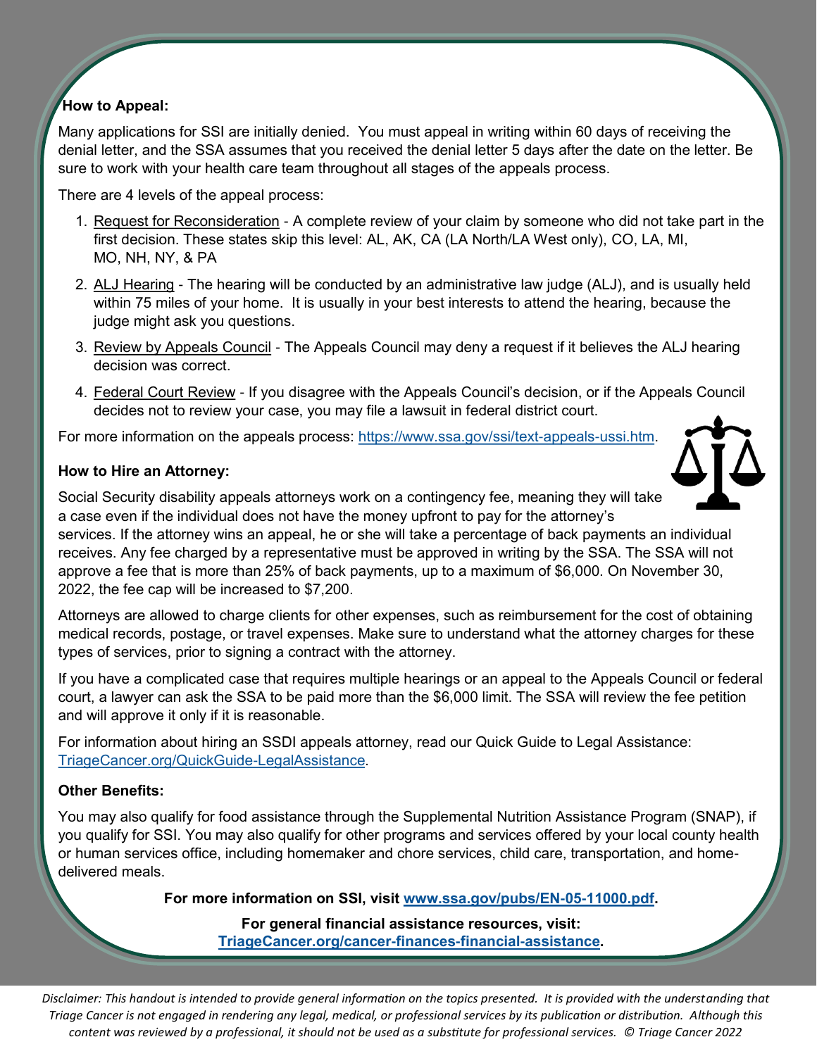**How to Appeal:**

Many applications for SSI are initially denied. You must appeal in writing within 60 days of receiving the denial letter, and the SSA assumes that you received the denial letter 5 days after the date on the letter. Be sure to work with your health care team throughout all stages of the appeals process.

There are 4 levels of the appeal process:

1. Request for Reconsideration - A complete review of your claim by someone who did not take part in the first decision. These states skip this level: AL, AK, CA (LA North/LA West only), CO, LA, MI, MO, NH, NY, & PA
2. ALJ Hearing - The hearing will be conducted by an administrative law judge (ALJ), and is usually held within 75 miles of your home. It is usually in your best interests to attend the hearing, because the judge might ask you questions.
3. Review by Appeals Council - The Appeals Council may deny a request if it believes the ALJ hearing decision was correct.
4. Federal Court Review - If you disagree with the Appeals Council's decision, or if the Appeals Council decides not to review your case, you may file a lawsuit in federal district court.

For more information on the appeals process: https://www.ssa.gov/ssi/text-appeals-ussi.htm.

**How to Hire an Attorney:**

Social Security disability appeals attorneys work on a contingency fee, meaning they will take a case even if the individual does not have the money upfront to pay for the attorney's services. If the attorney wins an appeal, he or she will take a percentage of back payments an individual receives. Any fee charged by a representative must be approved in writing by the SSA. The SSA will not approve a fee that is more than 25% of back payments, up to a maximum of $6,000. On November 30, 2022, the fee cap will be increased to $7,200.

Attorneys are allowed to charge clients for other expenses, such as reimbursement for the cost of obtaining medical records, postage, or travel expenses. Make sure to understand what the attorney charges for these types of services, prior to signing a contract with the attorney.

If you have a complicated case that requires multiple hearings or an appeal to the Appeals Council or federal court, a lawyer can ask the SSA to be paid more than the $6,000 limit. The SSA will review the fee petition and will approve it only if it is reasonable.

For information about hiring an SSDI appeals attorney, read our Quick Guide to Legal Assistance: TriageCancer.org/QuickGuide-LegalAssistance.

**Other Benefits:**

You may also qualify for food assistance through the Supplemental Nutrition Assistance Program (SNAP), if you qualify for SSI. You may also qualify for other programs and services offered by your local county health or human services office, including homemaker and chore services, child care, transportation, and home-delivered meals.

**For more information on SSI, visit www.ssa.gov/pubs/EN-05-11000.pdf.**

**For general financial assistance resources, visit: TriageCancer.org/cancer-finances-financial-assistance.**

*Disclaimer: This handout is intended to provide general information on the topics presented. It is provided with the understanding that Triage Cancer is not engaged in rendering any legal, medical, or professional services by its publication or distribution. Although this content was reviewed by a professional, it should not be used as a substitute for professional services. © Triage Cancer 2022*